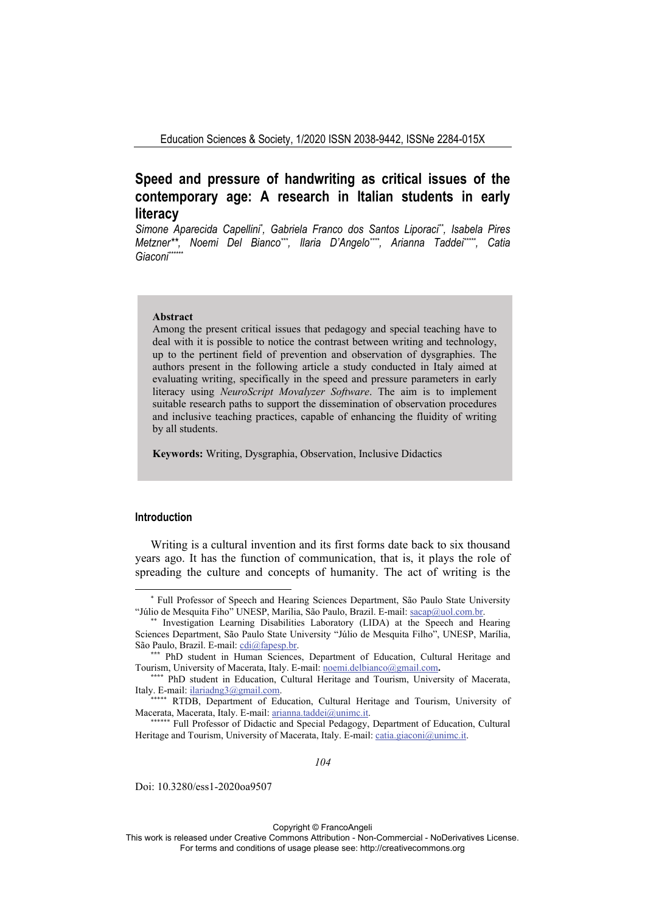# Speed and pressure of handwriting as critical issues of the contemporary age: A research in Italian students in early literacy

*Simone Aparecida Capellini*[*], *Gabriela Franco dos Santos Liporaci*[**], *Isabela Pires Metzner*[**], *Noemi Del Bianco*[***], *Ilaria D'Angelo*[****], *Arianna Taddei*[*****], *Catia Giaconi*[******]

> **Abstract**
>
> Among the present critical issues that pedagogy and special teaching have to deal with it is possible to notice the contrast between writing and technology, up to the pertinent field of prevention and observation of dysgraphies. The authors present in the following article a study conducted in Italy aimed at evaluating writing, specifically in the speed and pressure parameters in early literacy using *NeuroScript Movalyzer Software*. The aim is to implement suitable research paths to support the dissemination of observation procedures and inclusive teaching practices, capable of enhancing the fluidity of writing by all students.
>
> **Keywords:** Writing, Dysgraphia, Observation, Inclusive Didactics

## Introduction

Writing is a cultural invention and its first forms date back to six thousand years ago. It has the function of communication, that is, it plays the role of spreading the culture and concepts of humanity. The act of writing is the

---

[*] Full Professor of Speech and Hearing Sciences Department, São Paulo State University "Júlio de Mesquita Fiho" UNESP, Marília, São Paulo, Brazil. E-mail: sacap@uol.com.br.

[**] Investigation Learning Disabilities Laboratory (LIDA) at the Speech and Hearing Sciences Department, São Paulo State University "Júlio de Mesquita Filho", UNESP, Marília, São Paulo, Brazil. E-mail: cdi@fapesp.br.

[***] PhD student in Human Sciences, Department of Education, Cultural Heritage and Tourism, University of Macerata, Italy. E-mail: noemi.delbianco@gmail.com.

[****] PhD student in Education, Cultural Heritage and Tourism, University of Macerata, Italy. E-mail: ilariadng3@gmail.com.

[*****] RTDB, Department of Education, Cultural Heritage and Tourism, University of Macerata, Macerata, Italy. E-mail: arianna.taddei@unimc.it.

[******] Full Professor of Didactic and Special Pedagogy, Department of Education, Cultural Heritage and Tourism, University of Macerata, Italy. E-mail: catia.giaconi@unimc.it.

Doi: 10.3280/ess1-2020oa9507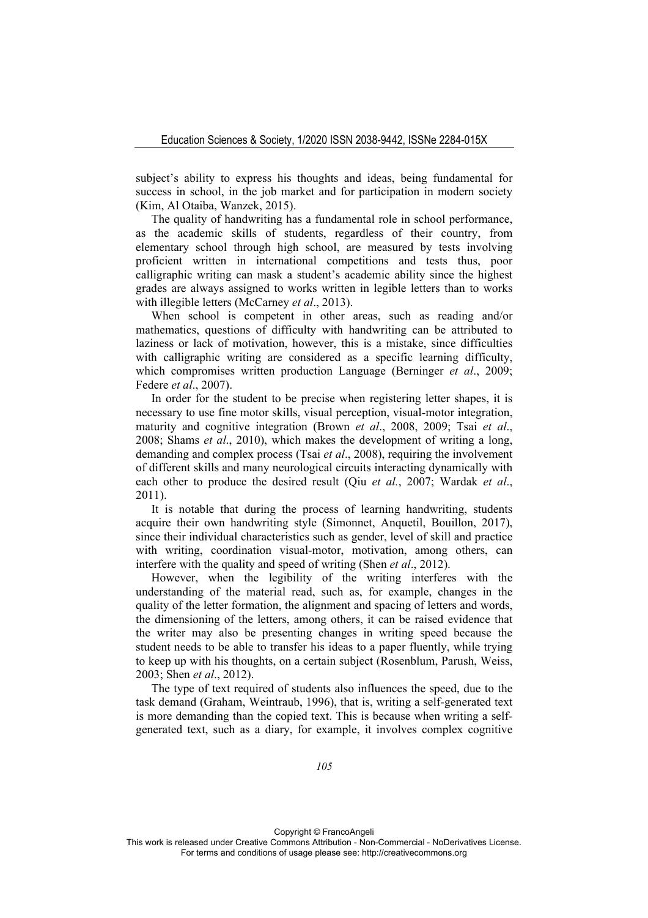subject's ability to express his thoughts and ideas, being fundamental for success in school, in the job market and for participation in modern society (Kim, Al Otaiba, Wanzek, 2015).

The quality of handwriting has a fundamental role in school performance, as the academic skills of students, regardless of their country, from elementary school through high school, are measured by tests involving proficient written in international competitions and tests thus, poor calligraphic writing can mask a student's academic ability since the highest grades are always assigned to works written in legible letters than to works with illegible letters (McCarney *et al*., 2013).

When school is competent in other areas, such as reading and/or mathematics, questions of difficulty with handwriting can be attributed to laziness or lack of motivation, however, this is a mistake, since difficulties with calligraphic writing are considered as a specific learning difficulty, which compromises written production Language (Berninger *et al*., 2009; Federe *et al*., 2007).

In order for the student to be precise when registering letter shapes, it is necessary to use fine motor skills, visual perception, visual-motor integration, maturity and cognitive integration (Brown *et al*., 2008, 2009; Tsai *et al*., 2008; Shams *et al*., 2010), which makes the development of writing a long, demanding and complex process (Tsai *et al*., 2008), requiring the involvement of different skills and many neurological circuits interacting dynamically with each other to produce the desired result (Qiu *et al.*, 2007; Wardak *et al*., 2011).

It is notable that during the process of learning handwriting, students acquire their own handwriting style (Simonnet, Anquetil, Bouillon, 2017), since their individual characteristics such as gender, level of skill and practice with writing, coordination visual-motor, motivation, among others, can interfere with the quality and speed of writing (Shen *et al*., 2012).

However, when the legibility of the writing interferes with the understanding of the material read, such as, for example, changes in the quality of the letter formation, the alignment and spacing of letters and words, the dimensioning of the letters, among others, it can be raised evidence that the writer may also be presenting changes in writing speed because the student needs to be able to transfer his ideas to a paper fluently, while trying to keep up with his thoughts, on a certain subject (Rosenblum, Parush, Weiss, 2003; Shen *et al*., 2012).

The type of text required of students also influences the speed, due to the task demand (Graham, Weintraub, 1996), that is, writing a self-generated text is more demanding than the copied text. This is because when writing a self-generated text, such as a diary, for example, it involves complex cognitive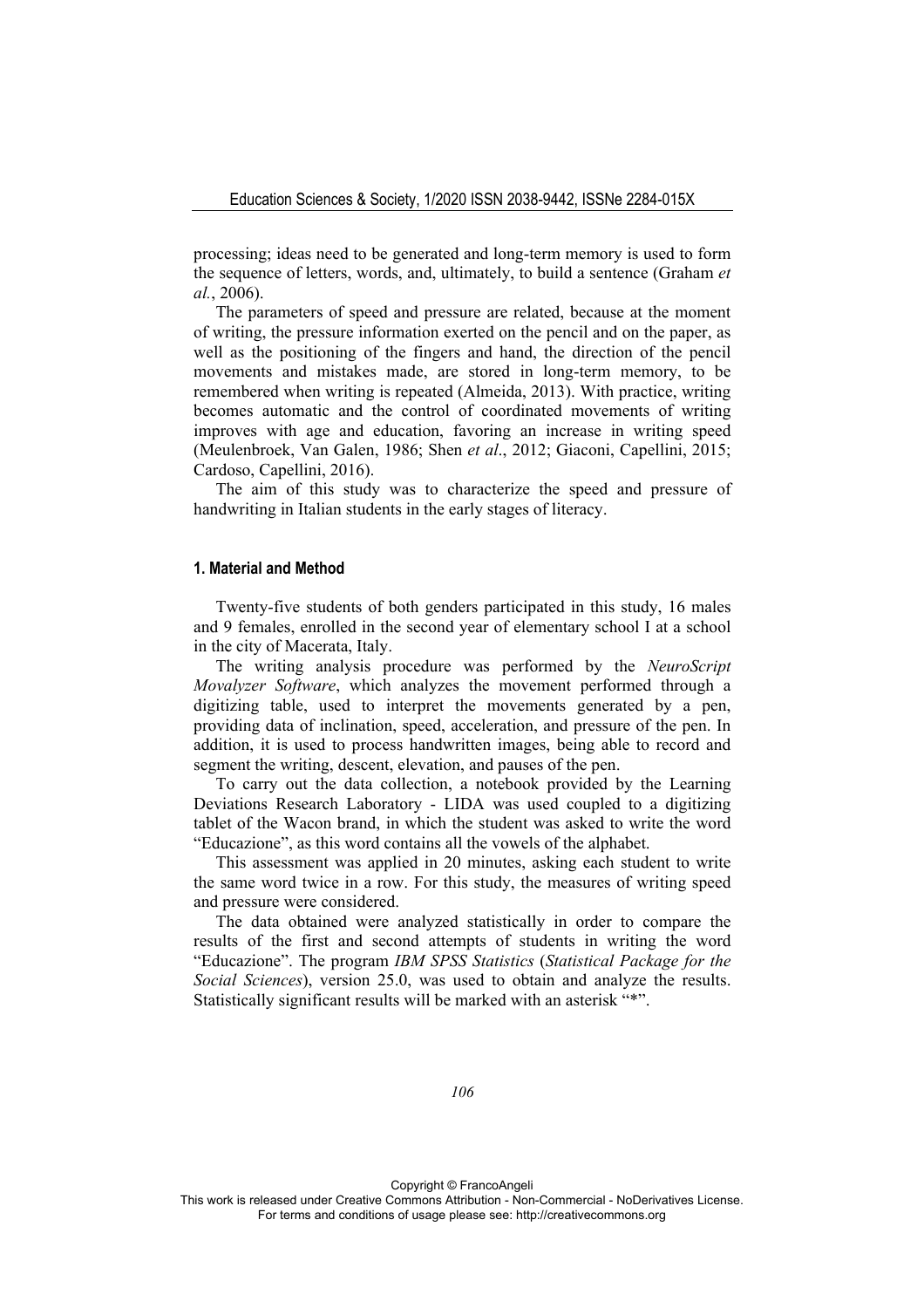processing; ideas need to be generated and long-term memory is used to form the sequence of letters, words, and, ultimately, to build a sentence (Graham *et al.*, 2006).

The parameters of speed and pressure are related, because at the moment of writing, the pressure information exerted on the pencil and on the paper, as well as the positioning of the fingers and hand, the direction of the pencil movements and mistakes made, are stored in long-term memory, to be remembered when writing is repeated (Almeida, 2013). With practice, writing becomes automatic and the control of coordinated movements of writing improves with age and education, favoring an increase in writing speed (Meulenbroek, Van Galen, 1986; Shen *et al*., 2012; Giaconi, Capellini, 2015; Cardoso, Capellini, 2016).

The aim of this study was to characterize the speed and pressure of handwriting in Italian students in the early stages of literacy.

## 1. Material and Method

Twenty-five students of both genders participated in this study, 16 males and 9 females, enrolled in the second year of elementary school I at a school in the city of Macerata, Italy.

The writing analysis procedure was performed by the *NeuroScript Movalyzer Software*, which analyzes the movement performed through a digitizing table, used to interpret the movements generated by a pen, providing data of inclination, speed, acceleration, and pressure of the pen. In addition, it is used to process handwritten images, being able to record and segment the writing, descent, elevation, and pauses of the pen.

To carry out the data collection, a notebook provided by the Learning Deviations Research Laboratory - LIDA was used coupled to a digitizing tablet of the Wacon brand, in which the student was asked to write the word "Educazione", as this word contains all the vowels of the alphabet.

This assessment was applied in 20 minutes, asking each student to write the same word twice in a row. For this study, the measures of writing speed and pressure were considered.

The data obtained were analyzed statistically in order to compare the results of the first and second attempts of students in writing the word "Educazione". The program *IBM SPSS Statistics* (*Statistical Package for the Social Sciences*), version 25.0, was used to obtain and analyze the results. Statistically significant results will be marked with an asterisk "*".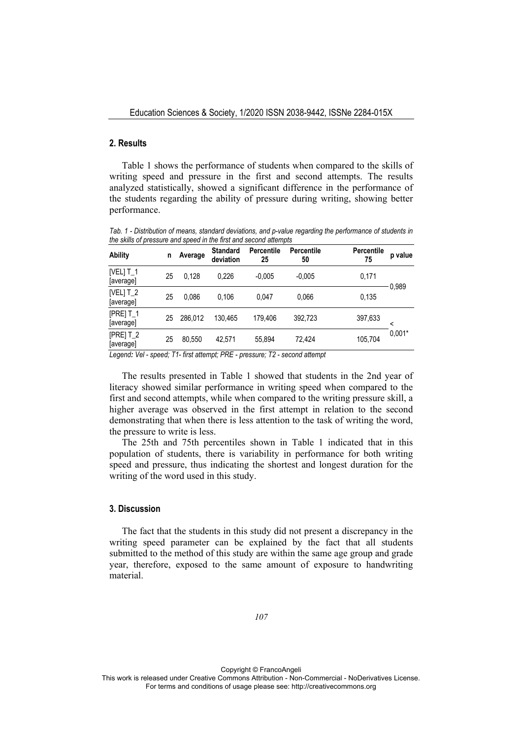## 2. Results

Table 1 shows the performance of students when compared to the skills of writing speed and pressure in the first and second attempts. The results analyzed statistically, showed a significant difference in the performance of the students regarding the ability of pressure during writing, showing better performance.

*Tab. 1 - Distribution of means, standard deviations, and p-value regarding the performance of students in the skills of pressure and speed in the first and second attempts*

| Ability | n | Average | Standard deviation | Percentile 25 | Percentile 50 | Percentile 75 | p value |
|---|---|---|---|---|---|---|---|
| [VEL] T_1 [average] | 25 | 0,128 | 0,226 | -0,005 | -0,005 | 0,171 | 0,989 |
| [VEL] T_2 [average] | 25 | 0,086 | 0,106 | 0,047 | 0,066 | 0,135 | |
| [PRE] T_1 [average] | 25 | 286,012 | 130,465 | 179,406 | 392,723 | 397,633 | < 0,001* |
| [PRE] T_2 [average] | 25 | 80,550 | 42,571 | 55,894 | 72,424 | 105,704 | |

*Legend: Vel - speed; T1- first attempt; PRE - pressure; T2 - second attempt*

The results presented in Table 1 showed that students in the 2nd year of literacy showed similar performance in writing speed when compared to the first and second attempts, while when compared to the writing pressure skill, a higher average was observed in the first attempt in relation to the second demonstrating that when there is less attention to the task of writing the word, the pressure to write is less.

The 25th and 75th percentiles shown in Table 1 indicated that in this population of students, there is variability in performance for both writing speed and pressure, thus indicating the shortest and longest duration for the writing of the word used in this study.

## 3. Discussion

The fact that the students in this study did not present a discrepancy in the writing speed parameter can be explained by the fact that all students submitted to the method of this study are within the same age group and grade year, therefore, exposed to the same amount of exposure to handwriting material.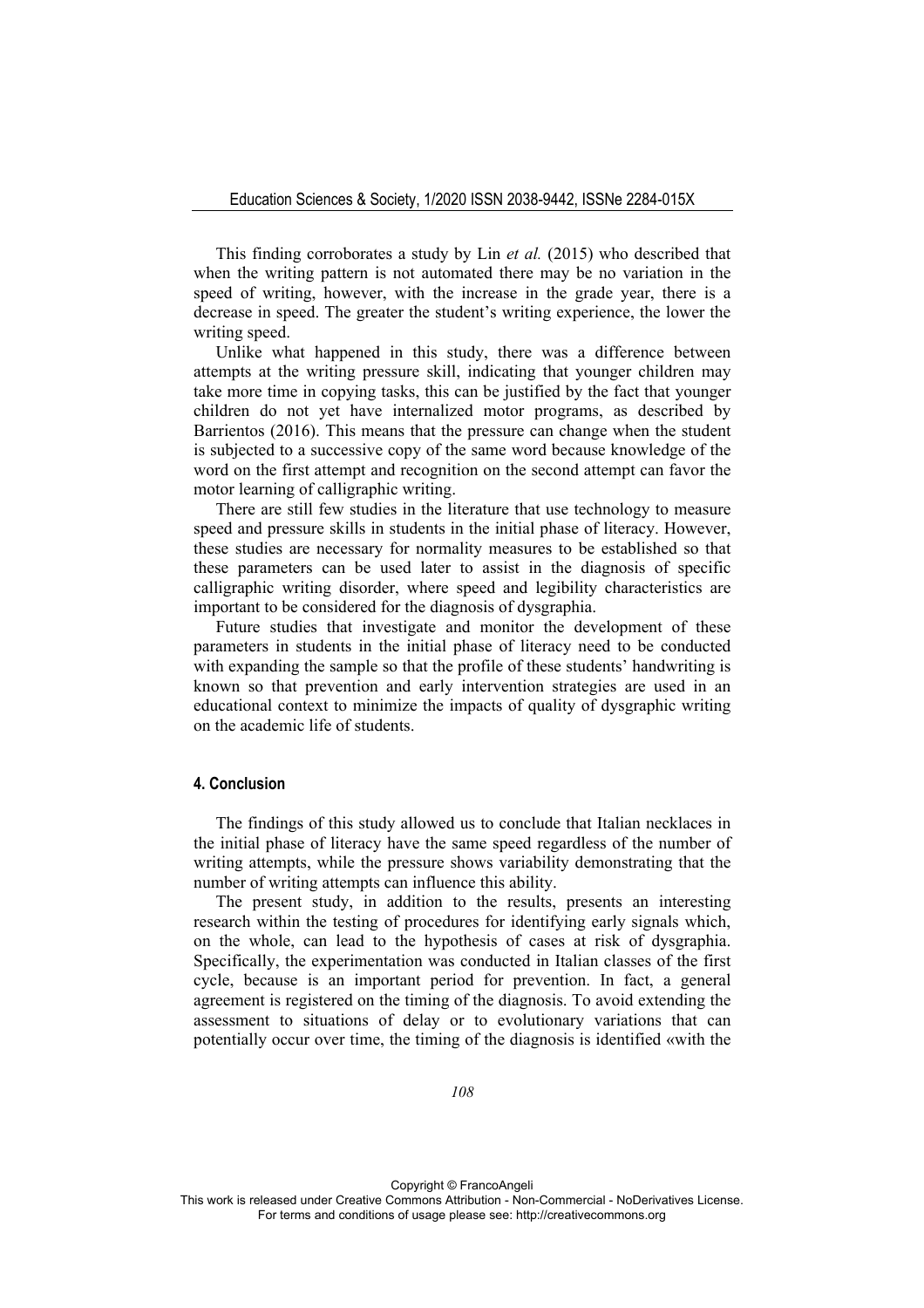This finding corroborates a study by Lin *et al.* (2015) who described that when the writing pattern is not automated there may be no variation in the speed of writing, however, with the increase in the grade year, there is a decrease in speed. The greater the student's writing experience, the lower the writing speed.

Unlike what happened in this study, there was a difference between attempts at the writing pressure skill, indicating that younger children may take more time in copying tasks, this can be justified by the fact that younger children do not yet have internalized motor programs, as described by Barrientos (2016). This means that the pressure can change when the student is subjected to a successive copy of the same word because knowledge of the word on the first attempt and recognition on the second attempt can favor the motor learning of calligraphic writing.

There are still few studies in the literature that use technology to measure speed and pressure skills in students in the initial phase of literacy. However, these studies are necessary for normality measures to be established so that these parameters can be used later to assist in the diagnosis of specific calligraphic writing disorder, where speed and legibility characteristics are important to be considered for the diagnosis of dysgraphia.

Future studies that investigate and monitor the development of these parameters in students in the initial phase of literacy need to be conducted with expanding the sample so that the profile of these students' handwriting is known so that prevention and early intervention strategies are used in an educational context to minimize the impacts of quality of dysgraphic writing on the academic life of students.

## 4. Conclusion

The findings of this study allowed us to conclude that Italian necklaces in the initial phase of literacy have the same speed regardless of the number of writing attempts, while the pressure shows variability demonstrating that the number of writing attempts can influence this ability.

The present study, in addition to the results, presents an interesting research within the testing of procedures for identifying early signals which, on the whole, can lead to the hypothesis of cases at risk of dysgraphia. Specifically, the experimentation was conducted in Italian classes of the first cycle, because is an important period for prevention. In fact, a general agreement is registered on the timing of the diagnosis. To avoid extending the assessment to situations of delay or to evolutionary variations that can potentially occur over time, the timing of the diagnosis is identified «with the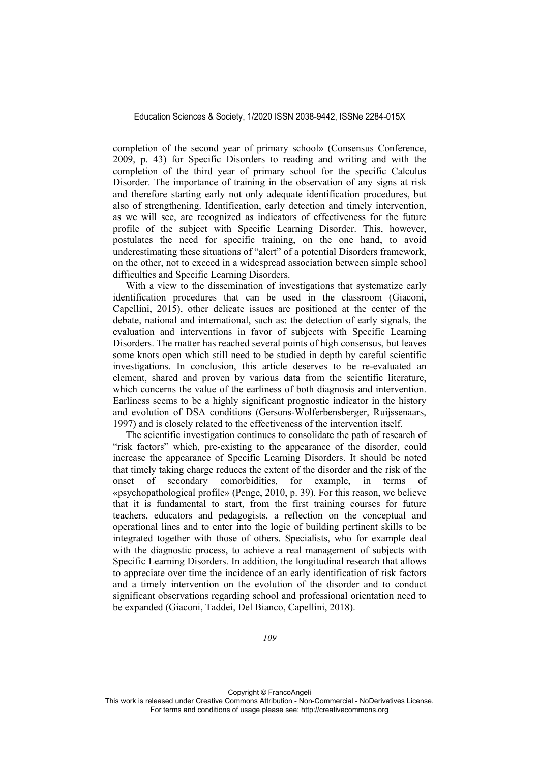completion of the second year of primary school» (Consensus Conference, 2009, p. 43) for Specific Disorders to reading and writing and with the completion of the third year of primary school for the specific Calculus Disorder. The importance of training in the observation of any signs at risk and therefore starting early not only adequate identification procedures, but also of strengthening. Identification, early detection and timely intervention, as we will see, are recognized as indicators of effectiveness for the future profile of the subject with Specific Learning Disorder. This, however, postulates the need for specific training, on the one hand, to avoid underestimating these situations of "alert" of a potential Disorders framework, on the other, not to exceed in a widespread association between simple school difficulties and Specific Learning Disorders.

With a view to the dissemination of investigations that systematize early identification procedures that can be used in the classroom (Giaconi, Capellini, 2015), other delicate issues are positioned at the center of the debate, national and international, such as: the detection of early signals, the evaluation and interventions in favor of subjects with Specific Learning Disorders. The matter has reached several points of high consensus, but leaves some knots open which still need to be studied in depth by careful scientific investigations. In conclusion, this article deserves to be re-evaluated an element, shared and proven by various data from the scientific literature, which concerns the value of the earliness of both diagnosis and intervention. Earliness seems to be a highly significant prognostic indicator in the history and evolution of DSA conditions (Gersons-Wolferbensberger, Ruijssenaars, 1997) and is closely related to the effectiveness of the intervention itself.

The scientific investigation continues to consolidate the path of research of "risk factors" which, pre-existing to the appearance of the disorder, could increase the appearance of Specific Learning Disorders. It should be noted that timely taking charge reduces the extent of the disorder and the risk of the onset of secondary comorbidities, for example, in terms of «psychopathological profile» (Penge, 2010, p. 39). For this reason, we believe that it is fundamental to start, from the first training courses for future teachers, educators and pedagogists, a reflection on the conceptual and operational lines and to enter into the logic of building pertinent skills to be integrated together with those of others. Specialists, who for example deal with the diagnostic process, to achieve a real management of subjects with Specific Learning Disorders. In addition, the longitudinal research that allows to appreciate over time the incidence of an early identification of risk factors and a timely intervention on the evolution of the disorder and to conduct significant observations regarding school and professional orientation need to be expanded (Giaconi, Taddei, Del Bianco, Capellini, 2018).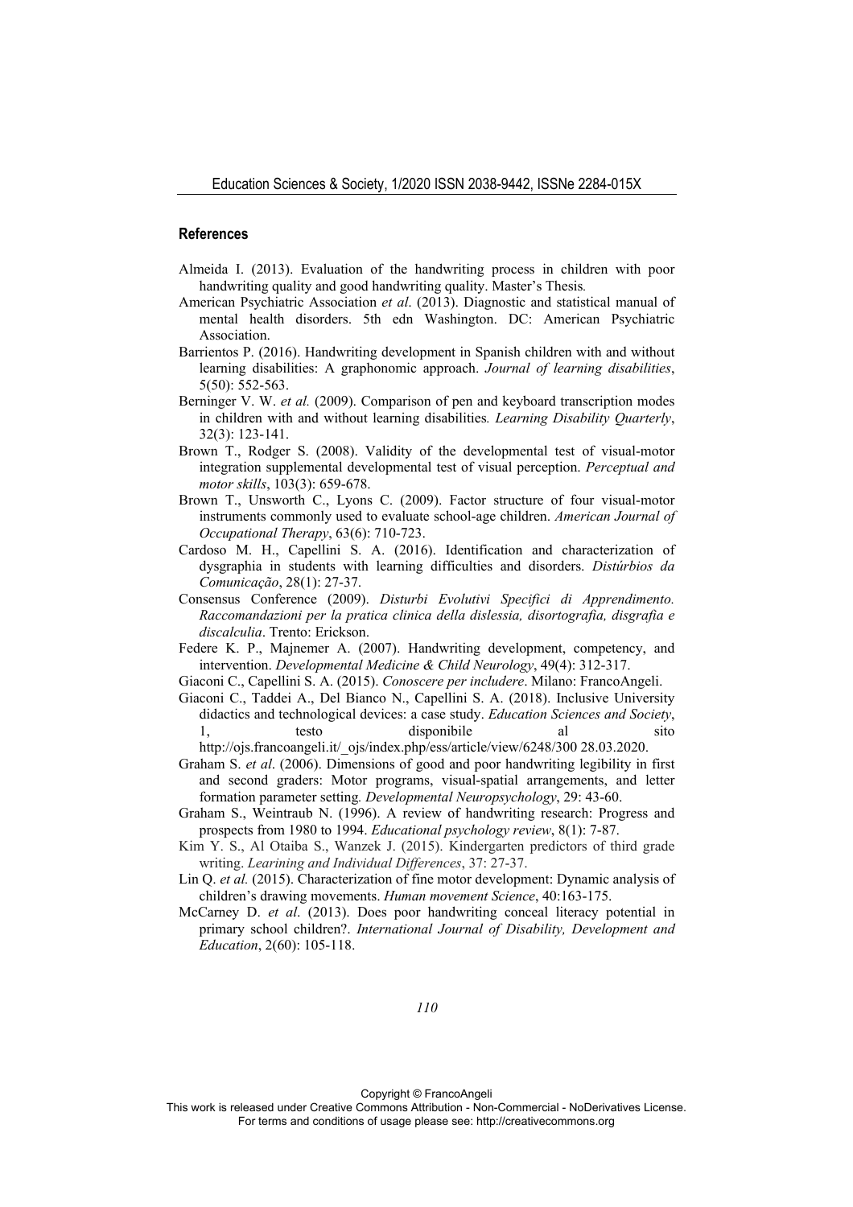## References

Almeida I. (2013). Evaluation of the handwriting process in children with poor handwriting quality and good handwriting quality. Master's Thesis*.*

American Psychiatric Association *et al*. (2013). Diagnostic and statistical manual of mental health disorders. 5th edn Washington. DC: American Psychiatric Association.

Barrientos P. (2016). Handwriting development in Spanish children with and without learning disabilities: A graphonomic approach. *Journal of learning disabilities*, 5(50): 552-563.

Berninger V. W. *et al.* (2009). Comparison of pen and keyboard transcription modes in children with and without learning disabilities*. Learning Disability Quarterly*, 32(3): 123-141.

Brown T., Rodger S. (2008). Validity of the developmental test of visual-motor integration supplemental developmental test of visual perception. *Perceptual and motor skills*, 103(3): 659-678.

Brown T., Unsworth C., Lyons C. (2009). Factor structure of four visual-motor instruments commonly used to evaluate school-age children. *American Journal of Occupational Therapy*, 63(6): 710-723.

Cardoso M. H., Capellini S. A. (2016). Identification and characterization of dysgraphia in students with learning difficulties and disorders. *Distúrbios da Comunicação*, 28(1): 27-37.

Consensus Conference (2009). *Disturbi Evolutivi Specifici di Apprendimento. Raccomandazioni per la pratica clinica della dislessia, disortografia, disgrafia e discalculia*. Trento: Erickson.

Federe K. P., Majnemer A. (2007). Handwriting development, competency, and intervention. *Developmental Medicine & Child Neurology*, 49(4): 312-317.

Giaconi C., Capellini S. A. (2015). *Conoscere per includere*. Milano: FrancoAngeli.

Giaconi C., Taddei A., Del Bianco N., Capellini S. A. (2018). Inclusive University didactics and technological devices: a case study. *Education Sciences and Society*, 1, testo disponibile al sito http://ojs.francoangeli.it/_ojs/index.php/ess/article/view/6248/300 28.03.2020.

Graham S. *et al*. (2006). Dimensions of good and poor handwriting legibility in first and second graders: Motor programs, visual-spatial arrangements, and letter formation parameter setting*. Developmental Neuropsychology*, 29: 43-60.

Graham S., Weintraub N. (1996). A review of handwriting research: Progress and prospects from 1980 to 1994. *Educational psychology review*, 8(1): 7-87.

Kim Y. S., Al Otaiba S., Wanzek J. (2015). Kindergarten predictors of third grade writing. *Learining and Individual Differences*, 37: 27-37.

Lin Q. *et al.* (2015). Characterization of fine motor development: Dynamic analysis of children's drawing movements. *Human movement Science*, 40:163-175.

McCarney D. *et al*. (2013). Does poor handwriting conceal literacy potential in primary school children?. *International Journal of Disability, Development and Education*, 2(60): 105-118.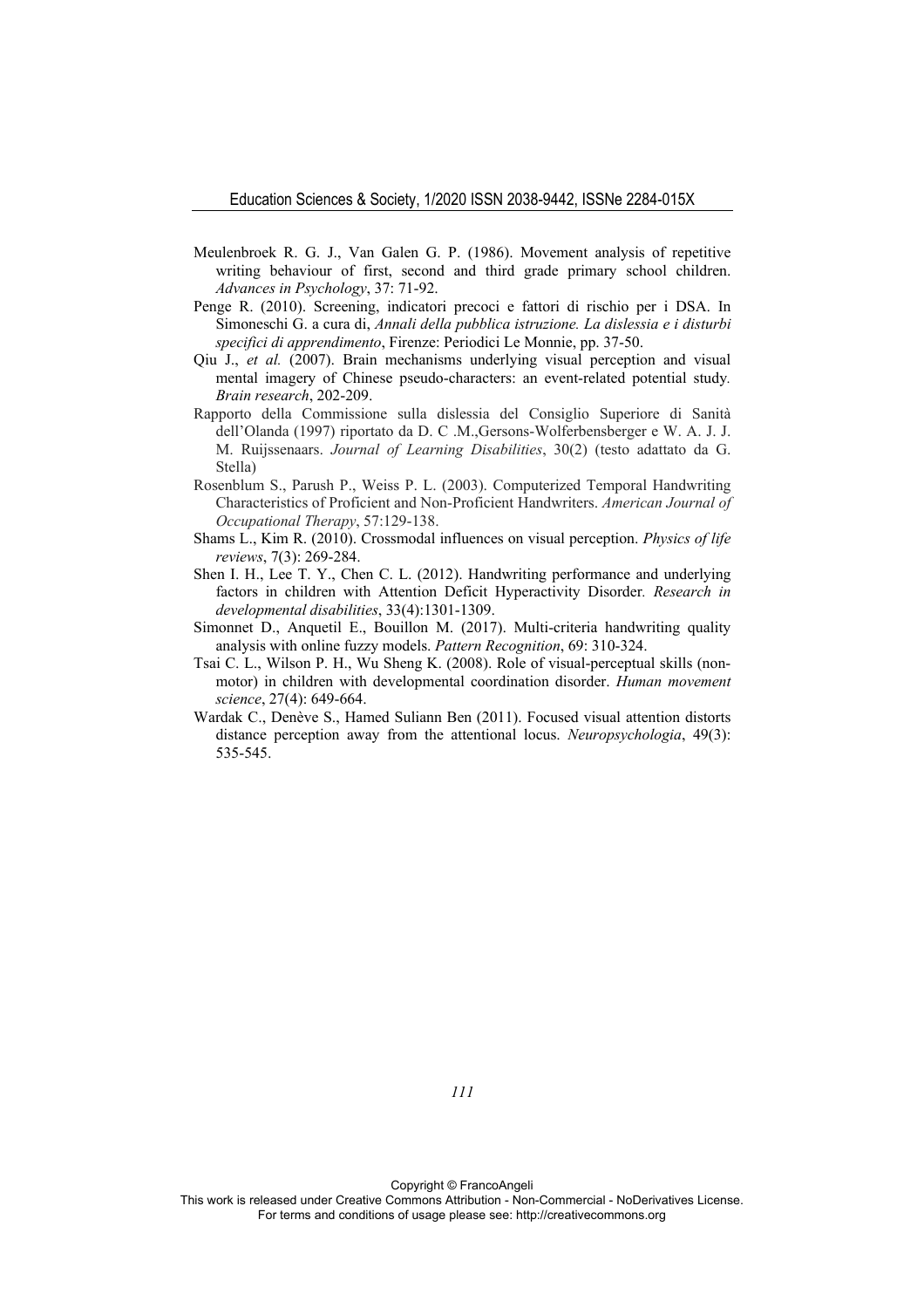Meulenbroek R. G. J., Van Galen G. P. (1986). Movement analysis of repetitive writing behaviour of first, second and third grade primary school children. *Advances in Psychology*, 37: 71-92.

Penge R. (2010). Screening, indicatori precoci e fattori di rischio per i DSA. In Simoneschi G. a cura di, *Annali della pubblica istruzione. La dislessia e i disturbi specifici di apprendimento*, Firenze: Periodici Le Monnie, pp. 37-50.

Qiu J., *et al.* (2007). Brain mechanisms underlying visual perception and visual mental imagery of Chinese pseudo-characters: an event-related potential study. *Brain research*, 202-209.

Rapporto della Commissione sulla dislessia del Consiglio Superiore di Sanità dell'Olanda (1997) riportato da D. C .M.,Gersons-Wolferbensberger e W. A. J. J. M. Ruijssenaars. *Journal of Learning Disabilities*, 30(2) (testo adattato da G. Stella)

Rosenblum S., Parush P., Weiss P. L. (2003). Computerized Temporal Handwriting Characteristics of Proficient and Non-Proficient Handwriters. *American Journal of Occupational Therapy*, 57:129-138.

Shams L., Kim R. (2010). Crossmodal influences on visual perception. *Physics of life reviews*, 7(3): 269-284.

Shen I. H., Lee T. Y., Chen C. L. (2012). Handwriting performance and underlying factors in children with Attention Deficit Hyperactivity Disorder. *Research in developmental disabilities*, 33(4):1301-1309.

Simonnet D., Anquetil E., Bouillon M. (2017). Multi-criteria handwriting quality analysis with online fuzzy models. *Pattern Recognition*, 69: 310-324.

Tsai C. L., Wilson P. H., Wu Sheng K. (2008). Role of visual-perceptual skills (non-motor) in children with developmental coordination disorder. *Human movement science*, 27(4): 649-664.

Wardak C., Denève S., Hamed Suliann Ben (2011). Focused visual attention distorts distance perception away from the attentional locus. *Neuropsychologia*, 49(3): 535-545.